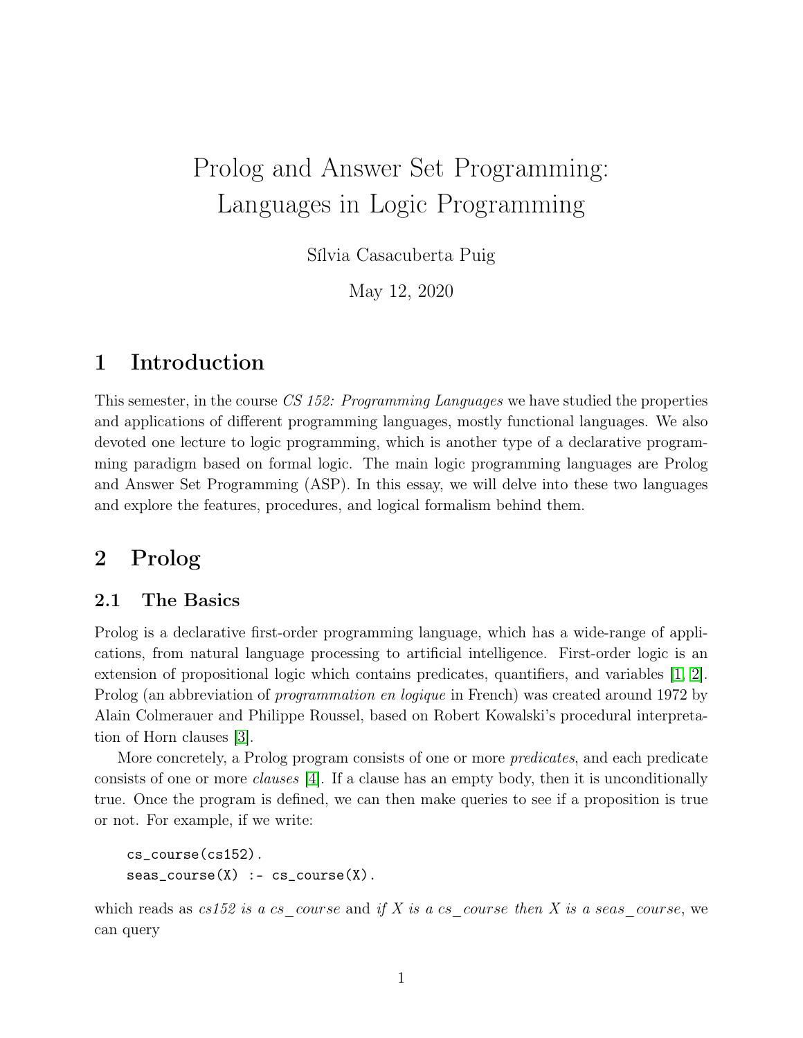# Prolog and Answer Set Programming: Languages in Logic Programming

Sílvia Casacuberta Puig

May 12, 2020

## 1 Introduction

This semester, in the course *CS 152: Programming Languages* we have studied the properties and applications of different programming languages, mostly functional languages. We also devoted one lecture to logic programming, which is another type of a declarative programming paradigm based on formal logic. The main logic programming languages are Prolog and Answer Set Programming (ASP). In this essay, we will delve into these two languages and explore the features, procedures, and logical formalism behind them.

## 2 Prolog

### 2.1 The Basics

Prolog is a declarative first-order programming language, which has a wide-range of applications, from natural language processing to artificial intelligence. First-order logic is an extension of propositional logic which contains predicates, quantifiers, and variables [1, 2]. Prolog (an abbreviation of *programmation en logique* in French) was created around 1972 by Alain Colmerauer and Philippe Roussel, based on Robert Kowalski's procedural interpretation of Horn clauses [3].

More concretely, a Prolog program consists of one or more *predicates*, and each predicate consists of one or more *clauses* [4]. If a clause has an empty body, then it is unconditionally true. Once the program is defined, we can then make queries to see if a proposition is true or not. For example, if we write:

```
cs_course(cs152).
seas_course(X) :- cs_course(X).
```

which reads as *cs152 is a cs_course* and *if X is a cs_course then X is a seas_course*, we can query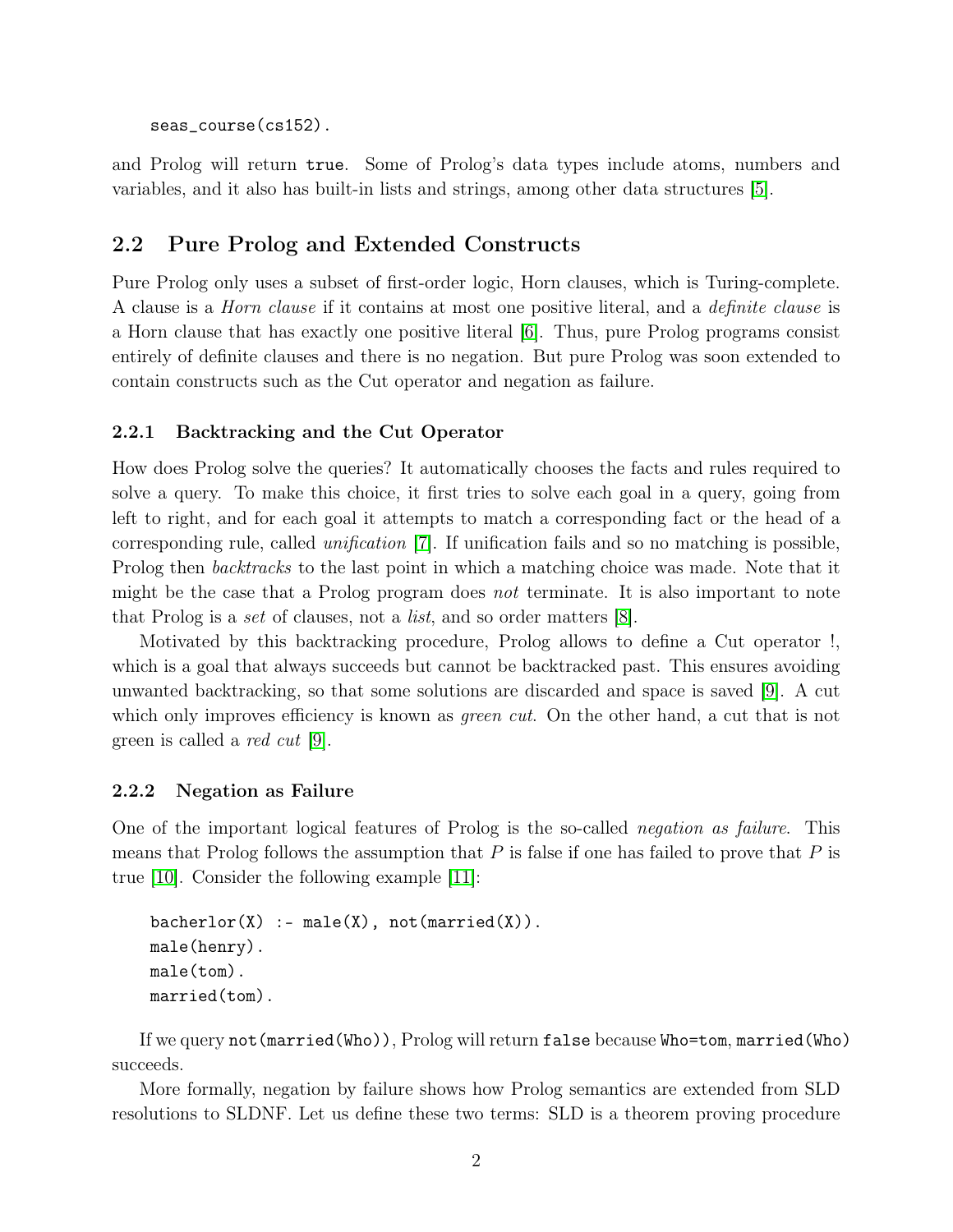```
seas_course(cs152).
```

and Prolog will return `true`. Some of Prolog's data types include atoms, numbers and variables, and it also has built-in lists and strings, among other data structures [5].

## 2.2 Pure Prolog and Extended Constructs

Pure Prolog only uses a subset of first-order logic, Horn clauses, which is Turing-complete. A clause is a *Horn clause* if it contains at most one positive literal, and a *definite clause* is a Horn clause that has exactly one positive literal [6]. Thus, pure Prolog programs consist entirely of definite clauses and there is no negation. But pure Prolog was soon extended to contain constructs such as the Cut operator and negation as failure.

### 2.2.1 Backtracking and the Cut Operator

How does Prolog solve the queries? It automatically chooses the facts and rules required to solve a query. To make this choice, it first tries to solve each goal in a query, going from left to right, and for each goal it attempts to match a corresponding fact or the head of a corresponding rule, called *unification* [7]. If unification fails and so no matching is possible, Prolog then *backtracks* to the last point in which a matching choice was made. Note that it might be the case that a Prolog program does *not* terminate. It is also important to note that Prolog is a *set* of clauses, not a *list*, and so order matters [8].

Motivated by this backtracking procedure, Prolog allows to define a Cut operator !, which is a goal that always succeeds but cannot be backtracked past. This ensures avoiding unwanted backtracking, so that some solutions are discarded and space is saved [9]. A cut which only improves efficiency is known as *green cut*. On the other hand, a cut that is not green is called a *red cut* [9].

### 2.2.2 Negation as Failure

One of the important logical features of Prolog is the so-called *negation as failure*. This means that Prolog follows the assumption that $P$ is false if one has failed to prove that $P$ is true [10]. Consider the following example [11]:

```
bacherlor(X) :- male(X), not(married(X)).
male(henry).
male(tom).
married(tom).
```

If we query `not(married(Who))`, Prolog will return `false` because `Who=tom`, `married(Who)` succeeds.

More formally, negation by failure shows how Prolog semantics are extended from SLD resolutions to SLDNF. Let us define these two terms: SLD is a theorem proving procedure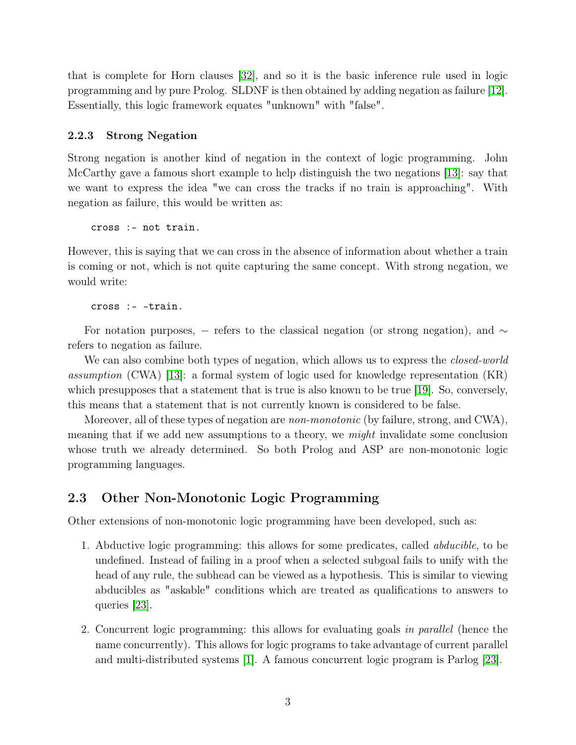that is complete for Horn clauses [32], and so it is the basic inference rule used in logic programming and by pure Prolog. SLDNF is then obtained by adding negation as failure [12]. Essentially, this logic framework equates "unknown" with "false".

### 2.2.3 Strong Negation

Strong negation is another kind of negation in the context of logic programming. John McCarthy gave a famous short example to help distinguish the two negations [13]: say that we want to express the idea "we can cross the tracks if no train is approaching". With negation as failure, this would be written as:

```
cross :- not train.
```

However, this is saying that we can cross in the absence of information about whether a train is coming or not, which is not quite capturing the same concept. With strong negation, we would write:

```
cross :- -train.
```

For notation purposes, $-$ refers to the classical negation (or strong negation), and $\sim$ refers to negation as failure.

We can also combine both types of negation, which allows us to express the *closed-world assumption* (CWA) [13]: a formal system of logic used for knowledge representation (KR) which presupposes that a statement that is true is also known to be true [19]. So, conversely, this means that a statement that is not currently known is considered to be false.

Moreover, all of these types of negation are *non-monotonic* (by failure, strong, and CWA), meaning that if we add new assumptions to a theory, we *might* invalidate some conclusion whose truth we already determined. So both Prolog and ASP are non-monotonic logic programming languages.

## 2.3 Other Non-Monotonic Logic Programming

Other extensions of non-monotonic logic programming have been developed, such as:

1. Abductive logic programming: this allows for some predicates, called *abducible*, to be undefined. Instead of failing in a proof when a selected subgoal fails to unify with the head of any rule, the subhead can be viewed as a hypothesis. This is similar to viewing abducibles as "askable" conditions which are treated as qualifications to answers to queries [23].

2. Concurrent logic programming: this allows for evaluating goals *in parallel* (hence the name concurrently). This allows for logic programs to take advantage of current parallel and multi-distributed systems [1]. A famous concurrent logic program is Parlog [23].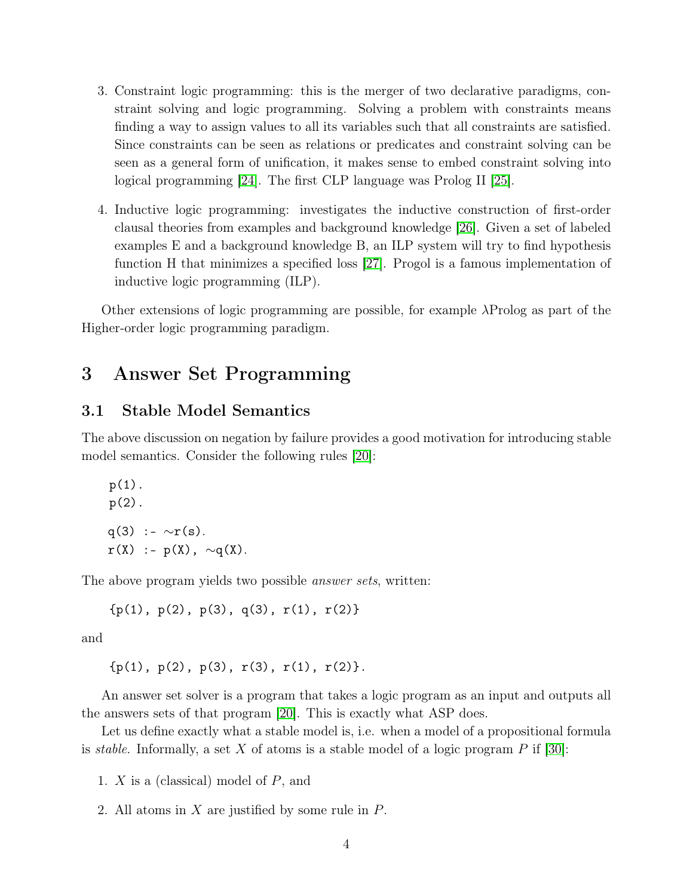3. Constraint logic programming: this is the merger of two declarative paradigms, constraint solving and logic programming. Solving a problem with constraints means finding a way to assign values to all its variables such that all constraints are satisfied. Since constraints can be seen as relations or predicates and constraint solving can be seen as a general form of unification, it makes sense to embed constraint solving into logical programming [24]. The first CLP language was Prolog II [25].

4. Inductive logic programming: investigates the inductive construction of first-order clausal theories from examples and background knowledge [26]. Given a set of labeled examples E and a background knowledge B, an ILP system will try to find hypothesis function H that minimizes a specified loss [27]. Progol is a famous implementation of inductive logic programming (ILP).

Other extensions of logic programming are possible, for example λProlog as part of the Higher-order logic programming paradigm.

# 3 Answer Set Programming

## 3.1 Stable Model Semantics

The above discussion on negation by failure provides a good motivation for introducing stable model semantics. Consider the following rules [20]:

```
p(1).
p(2).

q(3) :- ∼r(s).
r(X) :- p(X), ∼q(X).
```

The above program yields two possible *answer sets*, written:

```
{p(1), p(2), p(3), q(3), r(1), r(2)}
```

and

```
{p(1), p(2), p(3), r(3), r(1), r(2)}.
```

An answer set solver is a program that takes a logic program as an input and outputs all the answers sets of that program [20]. This is exactly what ASP does.

Let us define exactly what a stable model is, i.e. when a model of a propositional formula is *stable*. Informally, a set $X$ of atoms is a stable model of a logic program $P$ if [30]:

1. $X$ is a (classical) model of $P$, and

2. All atoms in $X$ are justified by some rule in $P$.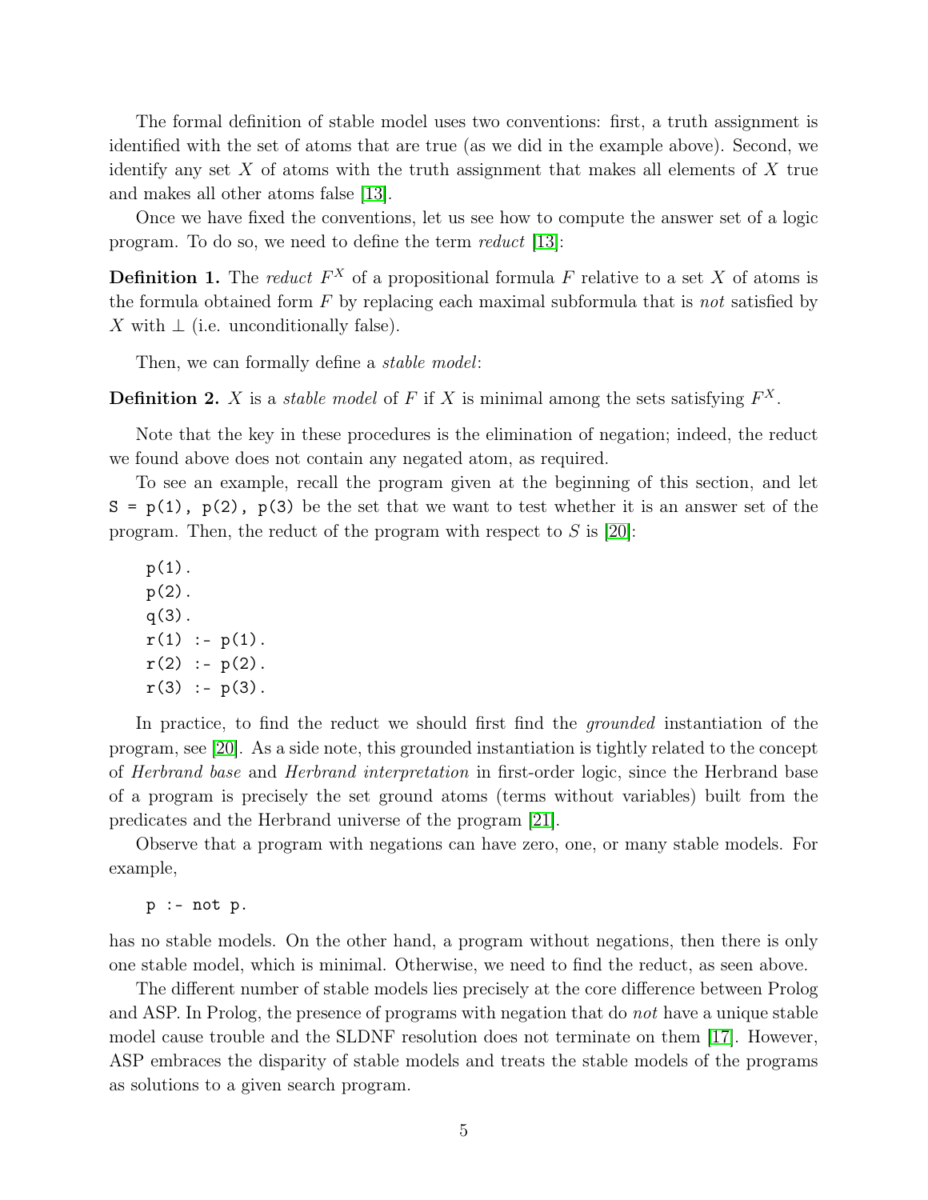The formal definition of stable model uses two conventions: first, a truth assignment is identified with the set of atoms that are true (as we did in the example above). Second, we identify any set $X$ of atoms with the truth assignment that makes all elements of $X$ true and makes all other atoms false [13].

Once we have fixed the conventions, let us see how to compute the answer set of a logic program. To do so, we need to define the term *reduct* [13]:

**Definition 1.** The *reduct* $F^X$ of a propositional formula $F$ relative to a set $X$ of atoms is the formula obtained form $F$ by replacing each maximal subformula that is *not* satisfied by $X$ with $\perp$ (i.e. unconditionally false).

Then, we can formally define a *stable model*:

**Definition 2.** $X$ is a *stable model* of $F$ if $X$ is minimal among the sets satisfying $F^X$.

Note that the key in these procedures is the elimination of negation; indeed, the reduct we found above does not contain any negated atom, as required.

To see an example, recall the program given at the beginning of this section, and let `S = p(1), p(2), p(3)` be the set that we want to test whether it is an answer set of the program. Then, the reduct of the program with respect to $S$ is [20]:

```
p(1).
p(2).
q(3).
r(1) :- p(1).
r(2) :- p(2).
r(3) :- p(3).
```

In practice, to find the reduct we should first find the *grounded* instantiation of the program, see [20]. As a side note, this grounded instantiation is tightly related to the concept of *Herbrand base* and *Herbrand interpretation* in first-order logic, since the Herbrand base of a program is precisely the set ground atoms (terms without variables) built from the predicates and the Herbrand universe of the program [21].

Observe that a program with negations can have zero, one, or many stable models. For example,

```
p :- not p.
```

has no stable models. On the other hand, a program without negations, then there is only one stable model, which is minimal. Otherwise, we need to find the reduct, as seen above.

The different number of stable models lies precisely at the core difference between Prolog and ASP. In Prolog, the presence of programs with negation that do *not* have a unique stable model cause trouble and the SLDNF resolution does not terminate on them [17]. However, ASP embraces the disparity of stable models and treats the stable models of the programs as solutions to a given search program.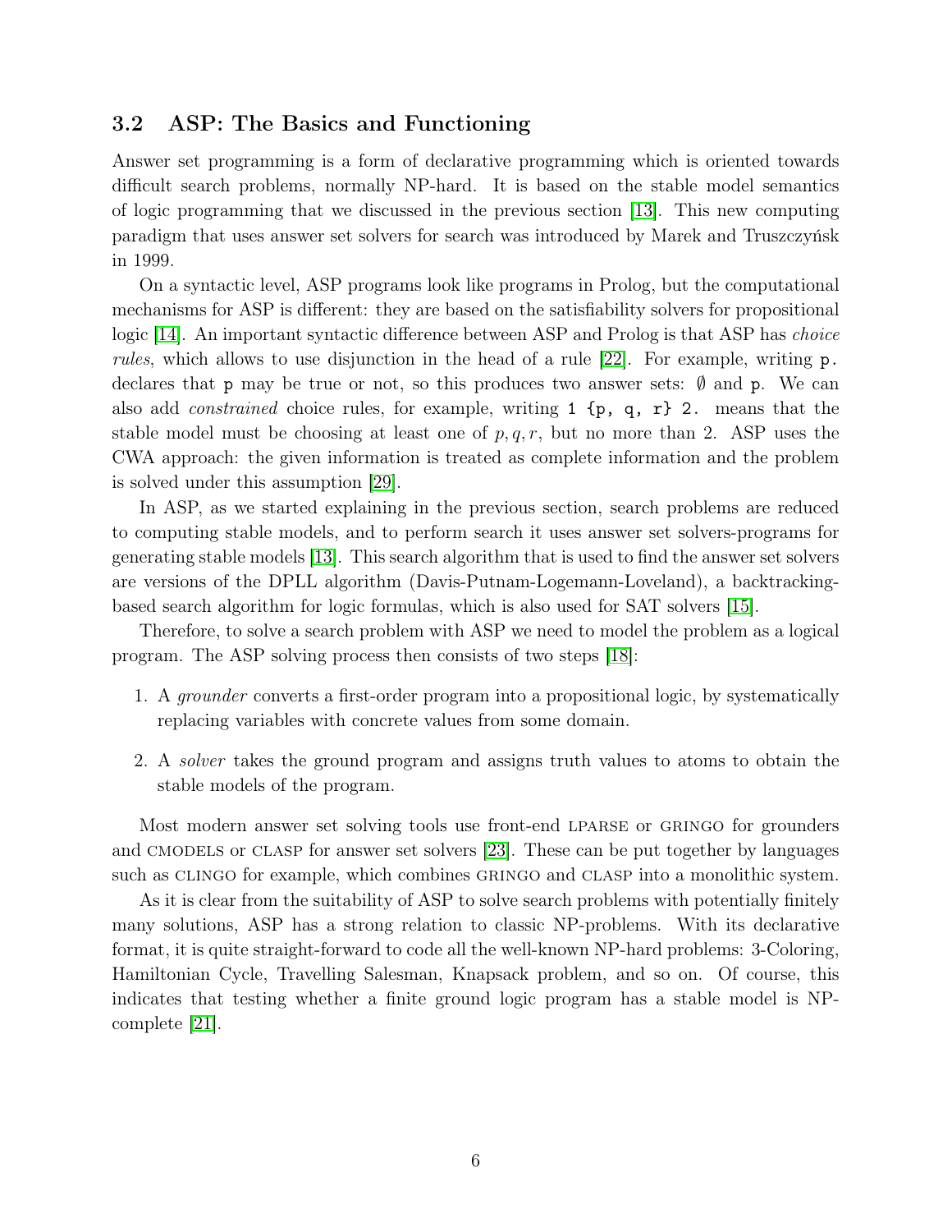## 3.2 ASP: The Basics and Functioning

Answer set programming is a form of declarative programming which is oriented towards difficult search problems, normally NP-hard. It is based on the stable model semantics of logic programming that we discussed in the previous section [13]. This new computing paradigm that uses answer set solvers for search was introduced by Marek and Truszczyńsk in 1999.

On a syntactic level, ASP programs look like programs in Prolog, but the computational mechanisms for ASP is different: they are based on the satisfiability solvers for propositional logic [14]. An important syntactic difference between ASP and Prolog is that ASP has *choice rules*, which allows to use disjunction in the head of a rule [22]. For example, writing `p.` declares that `p` may be true or not, so this produces two answer sets: $\emptyset$ and `p`. We can also add *constrained* choice rules, for example, writing `1 {p, q, r} 2.` means that the stable model must be choosing at least one of $p, q, r$, but no more than 2. ASP uses the CWA approach: the given information is treated as complete information and the problem is solved under this assumption [29].

In ASP, as we started explaining in the previous section, search problems are reduced to computing stable models, and to perform search it uses answer set solvers-programs for generating stable models [13]. This search algorithm that is used to find the answer set solvers are versions of the DPLL algorithm (Davis-Putnam-Logemann-Loveland), a backtracking-based search algorithm for logic formulas, which is also used for SAT solvers [15].

Therefore, to solve a search problem with ASP we need to model the problem as a logical program. The ASP solving process then consists of two steps [18]:

1. A *grounder* converts a first-order program into a propositional logic, by systematically replacing variables with concrete values from some domain.
2. A *solver* takes the ground program and assigns truth values to atoms to obtain the stable models of the program.

Most modern answer set solving tools use front-end LPARSE or GRINGO for grounders and CMODELS or CLASP for answer set solvers [23]. These can be put together by languages such as CLINGO for example, which combines GRINGO and CLASP into a monolithic system.

As it is clear from the suitability of ASP to solve search problems with potentially finitely many solutions, ASP has a strong relation to classic NP-problems. With its declarative format, it is quite straight-forward to code all the well-known NP-hard problems: 3-Coloring, Hamiltonian Cycle, Travelling Salesman, Knapsack problem, and so on. Of course, this indicates that testing whether a finite ground logic program has a stable model is NP-complete [21].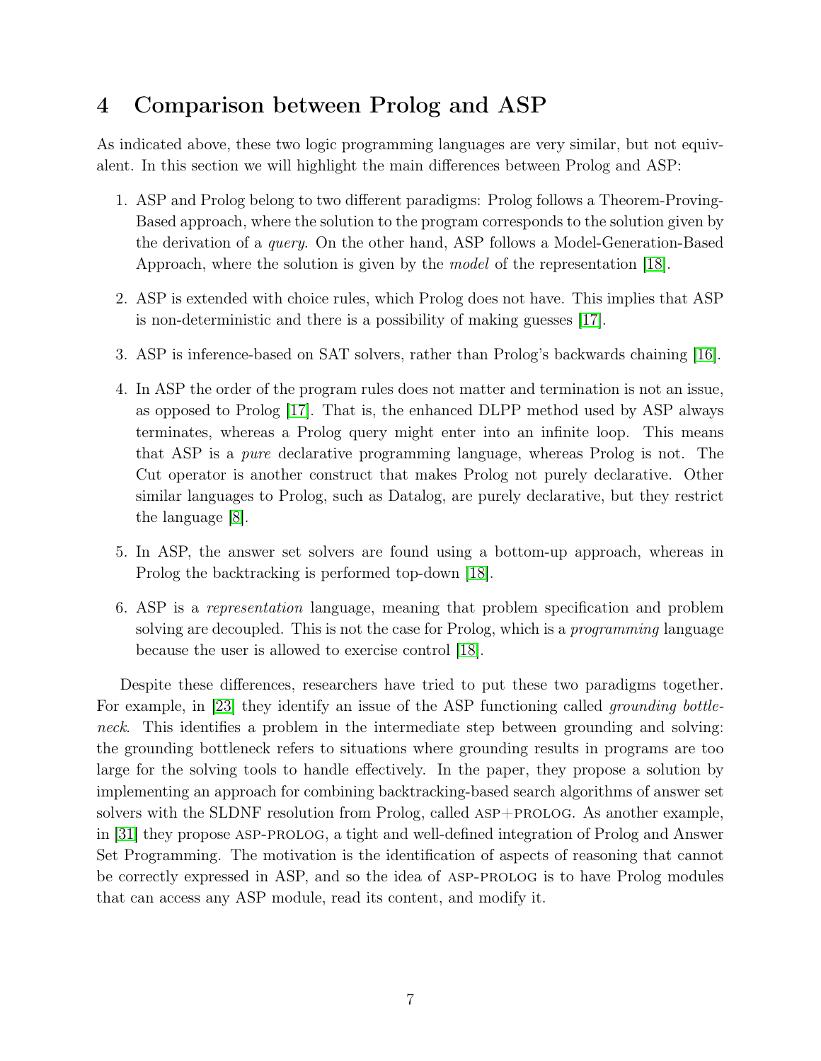## 4 Comparison between Prolog and ASP

As indicated above, these two logic programming languages are very similar, but not equivalent. In this section we will highlight the main differences between Prolog and ASP:

1. ASP and Prolog belong to two different paradigms: Prolog follows a Theorem-Proving-Based approach, where the solution to the program corresponds to the solution given by the derivation of a *query*. On the other hand, ASP follows a Model-Generation-Based Approach, where the solution is given by the *model* of the representation [18].

2. ASP is extended with choice rules, which Prolog does not have. This implies that ASP is non-deterministic and there is a possibility of making guesses [17].

3. ASP is inference-based on SAT solvers, rather than Prolog's backwards chaining [16].

4. In ASP the order of the program rules does not matter and termination is not an issue, as opposed to Prolog [17]. That is, the enhanced DLPP method used by ASP always terminates, whereas a Prolog query might enter into an infinite loop. This means that ASP is a *pure* declarative programming language, whereas Prolog is not. The Cut operator is another construct that makes Prolog not purely declarative. Other similar languages to Prolog, such as Datalog, are purely declarative, but they restrict the language [8].

5. In ASP, the answer set solvers are found using a bottom-up approach, whereas in Prolog the backtracking is performed top-down [18].

6. ASP is a *representation* language, meaning that problem specification and problem solving are decoupled. This is not the case for Prolog, which is a *programming* language because the user is allowed to exercise control [18].

Despite these differences, researchers have tried to put these two paradigms together. For example, in [23] they identify an issue of the ASP functioning called *grounding bottleneck*. This identifies a problem in the intermediate step between grounding and solving: the grounding bottleneck refers to situations where grounding results in programs are too large for the solving tools to handle effectively. In the paper, they propose a solution by implementing an approach for combining backtracking-based search algorithms of answer set solvers with the SLDNF resolution from Prolog, called ASP+PROLOG. As another example, in [31] they propose ASP-PROLOG, a tight and well-defined integration of Prolog and Answer Set Programming. The motivation is the identification of aspects of reasoning that cannot be correctly expressed in ASP, and so the idea of ASP-PROLOG is to have Prolog modules that can access any ASP module, read its content, and modify it.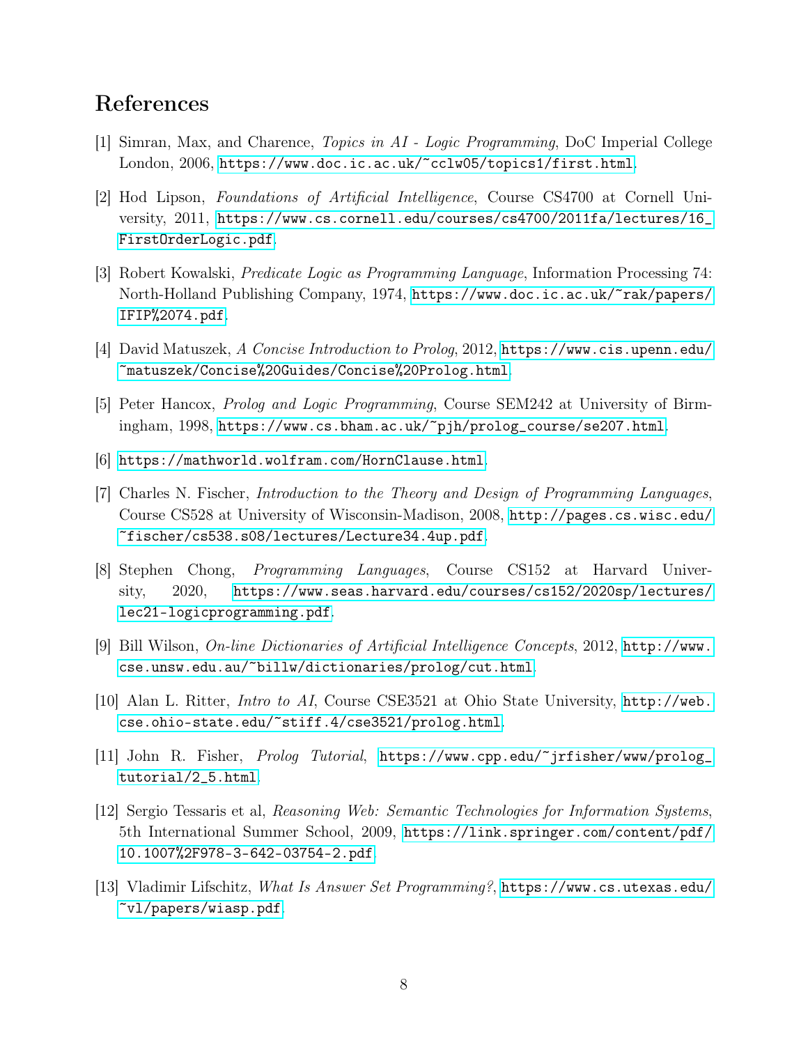## References

[1] Simran, Max, and Charence, *Topics in AI - Logic Programming*, DoC Imperial College London, 2006, https://www.doc.ic.ac.uk/~cclw05/topics1/first.html.

[2] Hod Lipson, *Foundations of Artificial Intelligence*, Course CS4700 at Cornell University, 2011, https://www.cs.cornell.edu/courses/cs4700/2011fa/lectures/16_FirstOrderLogic.pdf.

[3] Robert Kowalski, *Predicate Logic as Programming Language*, Information Processing 74: North-Holland Publishing Company, 1974, https://www.doc.ic.ac.uk/~rak/papers/IFIP%2074.pdf.

[4] David Matuszek, *A Concise Introduction to Prolog*, 2012, https://www.cis.upenn.edu/~matuszek/Concise%20Guides/Concise%20Prolog.html.

[5] Peter Hancox, *Prolog and Logic Programming*, Course SEM242 at University of Birmingham, 1998, https://www.cs.bham.ac.uk/~pjh/prolog_course/se207.html.

[6] https://mathworld.wolfram.com/HornClause.html.

[7] Charles N. Fischer, *Introduction to the Theory and Design of Programming Languages*, Course CS528 at University of Wisconsin-Madison, 2008, http://pages.cs.wisc.edu/~fischer/cs538.s08/lectures/Lecture34.4up.pdf.

[8] Stephen Chong, *Programming Languages*, Course CS152 at Harvard University, 2020, https://www.seas.harvard.edu/courses/cs152/2020sp/lectures/lec21-logicprogramming.pdf.

[9] Bill Wilson, *On-line Dictionaries of Artificial Intelligence Concepts*, 2012, http://www.cse.unsw.edu.au/~billw/dictionaries/prolog/cut.html.

[10] Alan L. Ritter, *Intro to AI*, Course CSE3521 at Ohio State University, http://web.cse.ohio-state.edu/~stiff.4/cse3521/prolog.html.

[11] John R. Fisher, *Prolog Tutorial*, https://www.cpp.edu/~jrfisher/www/prolog_tutorial/2_5.html.

[12] Sergio Tessaris et al, *Reasoning Web: Semantic Technologies for Information Systems*, 5th International Summer School, 2009, https://link.springer.com/content/pdf/10.1007%2F978-3-642-03754-2.pdf.

[13] Vladimir Lifschitz, *What Is Answer Set Programming?*, https://www.cs.utexas.edu/~vl/papers/wiasp.pdf.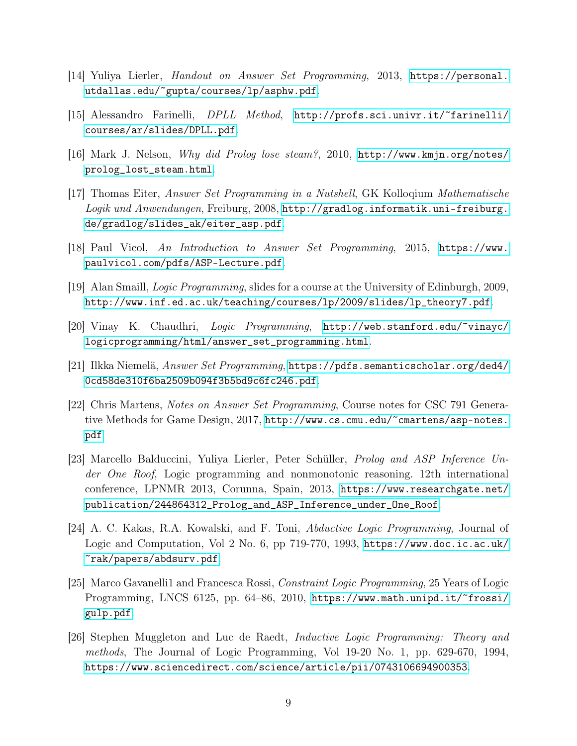[14] Yuliya Lierler, *Handout on Answer Set Programming*, 2013, https://personal.utdallas.edu/~gupta/courses/lp/asphw.pdf.

[15] Alessandro Farinelli, *DPLL Method*, http://profs.sci.univr.it/~farinelli/courses/ar/slides/DPLL.pdf.

[16] Mark J. Nelson, *Why did Prolog lose steam?*, 2010, http://www.kmjn.org/notes/prolog_lost_steam.html.

[17] Thomas Eiter, *Answer Set Programming in a Nutshell*, GK Kolloqium *Mathematische Logik und Anwendungen*, Freiburg, 2008, http://gradlog.informatik.uni-freiburg.de/gradlog/slides_ak/eiter_asp.pdf.

[18] Paul Vicol, *An Introduction to Answer Set Programming*, 2015, https://www.paulvicol.com/pdfs/ASP-Lecture.pdf.

[19] Alan Smaill, *Logic Programming*, slides for a course at the University of Edinburgh, 2009, http://www.inf.ed.ac.uk/teaching/courses/lp/2009/slides/lp_theory7.pdf.

[20] Vinay K. Chaudhri, *Logic Programming*, http://web.stanford.edu/~vinayc/logicprogramming/html/answer_set_programming.html.

[21] Ilkka Niemelä, *Answer Set Programming*, https://pdfs.semanticscholar.org/ded4/0cd58de310f6ba2509b094f3b5bd9c6fc246.pdf.

[22] Chris Martens, *Notes on Answer Set Programming*, Course notes for CSC 791 Generative Methods for Game Design, 2017, http://www.cs.cmu.edu/~cmartens/asp-notes.pdf.

[23] Marcello Balduccini, Yuliya Lierler, Peter Schüller, *Prolog and ASP Inference Under One Roof*, Logic programming and nonmonotonic reasoning. 12th international conference, LPNMR 2013, Corunna, Spain, 2013, https://www.researchgate.net/publication/244864312_Prolog_and_ASP_Inference_under_One_Roof.

[24] A. C. Kakas, R.A. Kowalski, and F. Toni, *Abductive Logic Programming*, Journal of Logic and Computation, Vol 2 No. 6, pp 719-770, 1993, https://www.doc.ic.ac.uk/~rak/papers/abdsurv.pdf.

[25] Marco Gavanelli1 and Francesca Rossi, *Constraint Logic Programming*, 25 Years of Logic Programming, LNCS 6125, pp. 64–86, 2010, https://www.math.unipd.it/~frossi/gulp.pdf.

[26] Stephen Muggleton and Luc de Raedt, *Inductive Logic Programming: Theory and methods*, The Journal of Logic Programming, Vol 19-20 No. 1, pp. 629-670, 1994, https://www.sciencedirect.com/science/article/pii/0743106694900353.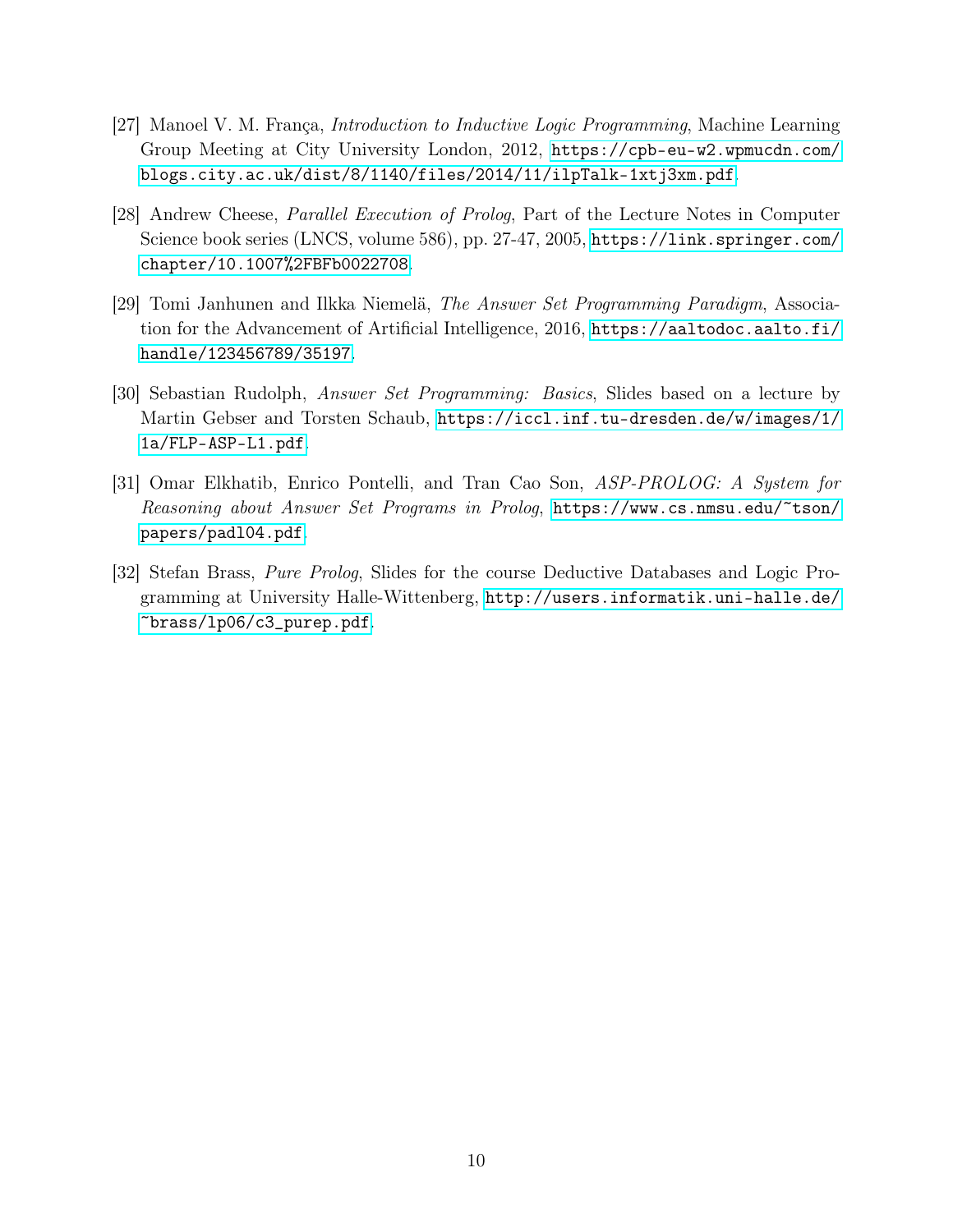[27] Manoel V. M. França, *Introduction to Inductive Logic Programming*, Machine Learning Group Meeting at City University London, 2012, https://cpb-eu-w2.wpmucdn.com/blogs.city.ac.uk/dist/8/1140/files/2014/11/ilpTalk-1xtj3xm.pdf.

[28] Andrew Cheese, *Parallel Execution of Prolog*, Part of the Lecture Notes in Computer Science book series (LNCS, volume 586), pp. 27-47, 2005, https://link.springer.com/chapter/10.1007%2FBFb0022708.

[29] Tomi Janhunen and Ilkka Niemelä, *The Answer Set Programming Paradigm*, Association for the Advancement of Artificial Intelligence, 2016, https://aaltodoc.aalto.fi/handle/123456789/35197.

[30] Sebastian Rudolph, *Answer Set Programming: Basics*, Slides based on a lecture by Martin Gebser and Torsten Schaub, https://iccl.inf.tu-dresden.de/w/images/1/1a/FLP-ASP-L1.pdf.

[31] Omar Elkhatib, Enrico Pontelli, and Tran Cao Son, *ASP-PROLOG: A System for Reasoning about Answer Set Programs in Prolog*, https://www.cs.nmsu.edu/~tson/papers/padl04.pdf.

[32] Stefan Brass, *Pure Prolog*, Slides for the course Deductive Databases and Logic Programming at University Halle-Wittenberg, http://users.informatik.uni-halle.de/~brass/lp06/c3_purep.pdf.